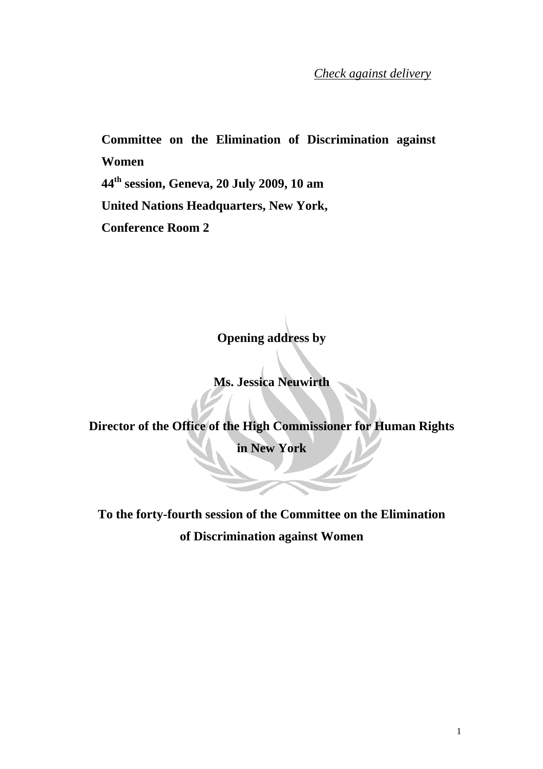*Check against delivery*

**Committee on the Elimination of Discrimination against Women**

**44th session, Geneva, 20 July 2009, 10 am**

**United Nations Headquarters, New York,**

**Conference Room 2**

**Opening address by**

**Ms. Jessica Neuwirth**

**Director of the Office of the High Commissioner for Human Rights in New York**

**To the forty-fourth session of the Committee on the Elimination of Discrimination against Women**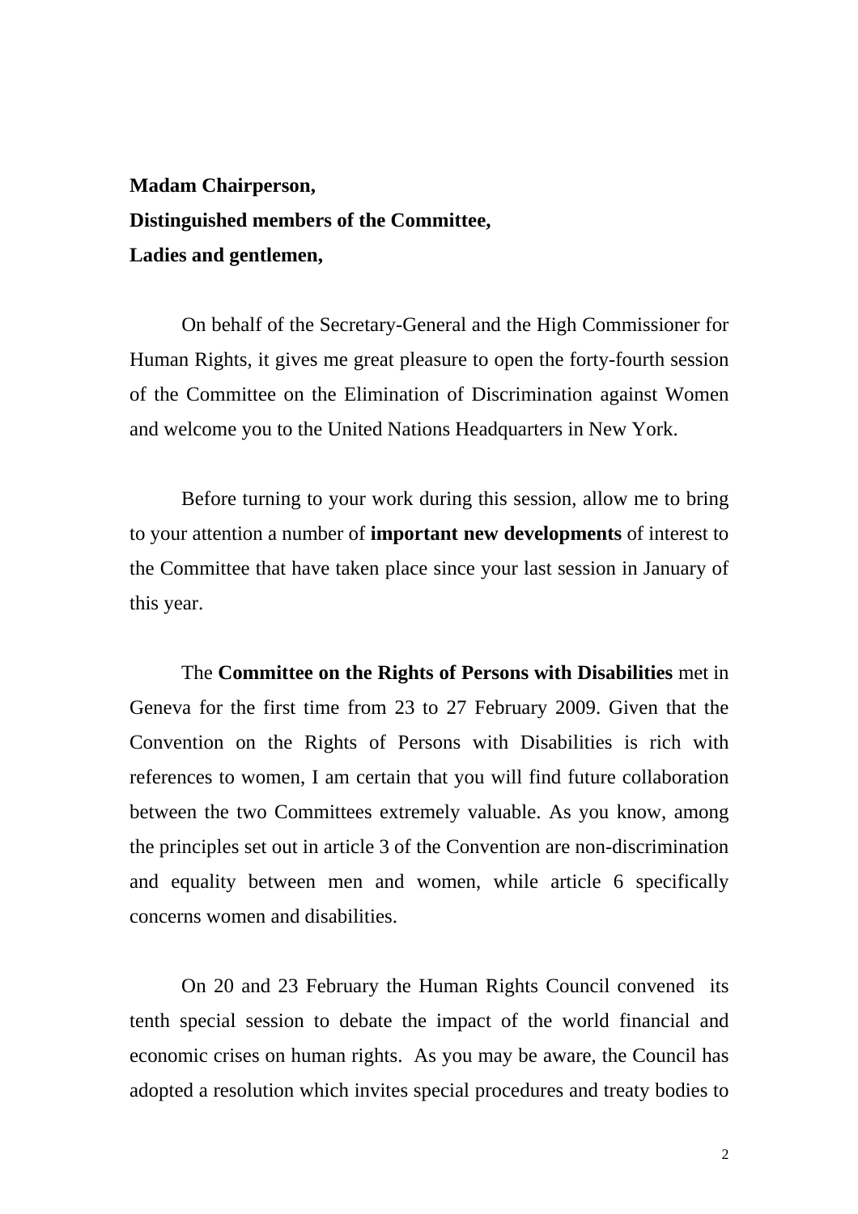**Madam Chairperson,**
**Distinguished members of the Committee,**
**Ladies and gentlemen,**

On behalf of the Secretary-General and the High Commissioner for Human Rights, it gives me great pleasure to open the forty-fourth session of the Committee on the Elimination of Discrimination against Women and welcome you to the United Nations Headquarters in New York.

Before turning to your work during this session, allow me to bring to your attention a number of **important new developments** of interest to the Committee that have taken place since your last session in January of this year.

The **Committee on the Rights of Persons with Disabilities** met in Geneva for the first time from 23 to 27 February 2009. Given that the Convention on the Rights of Persons with Disabilities is rich with references to women, I am certain that you will find future collaboration between the two Committees extremely valuable. As you know, among the principles set out in article 3 of the Convention are non-discrimination and equality between men and women, while article 6 specifically concerns women and disabilities.

On 20 and 23 February the Human Rights Council convened its tenth special session to debate the impact of the world financial and economic crises on human rights. As you may be aware, the Council has adopted a resolution which invites special procedures and treaty bodies to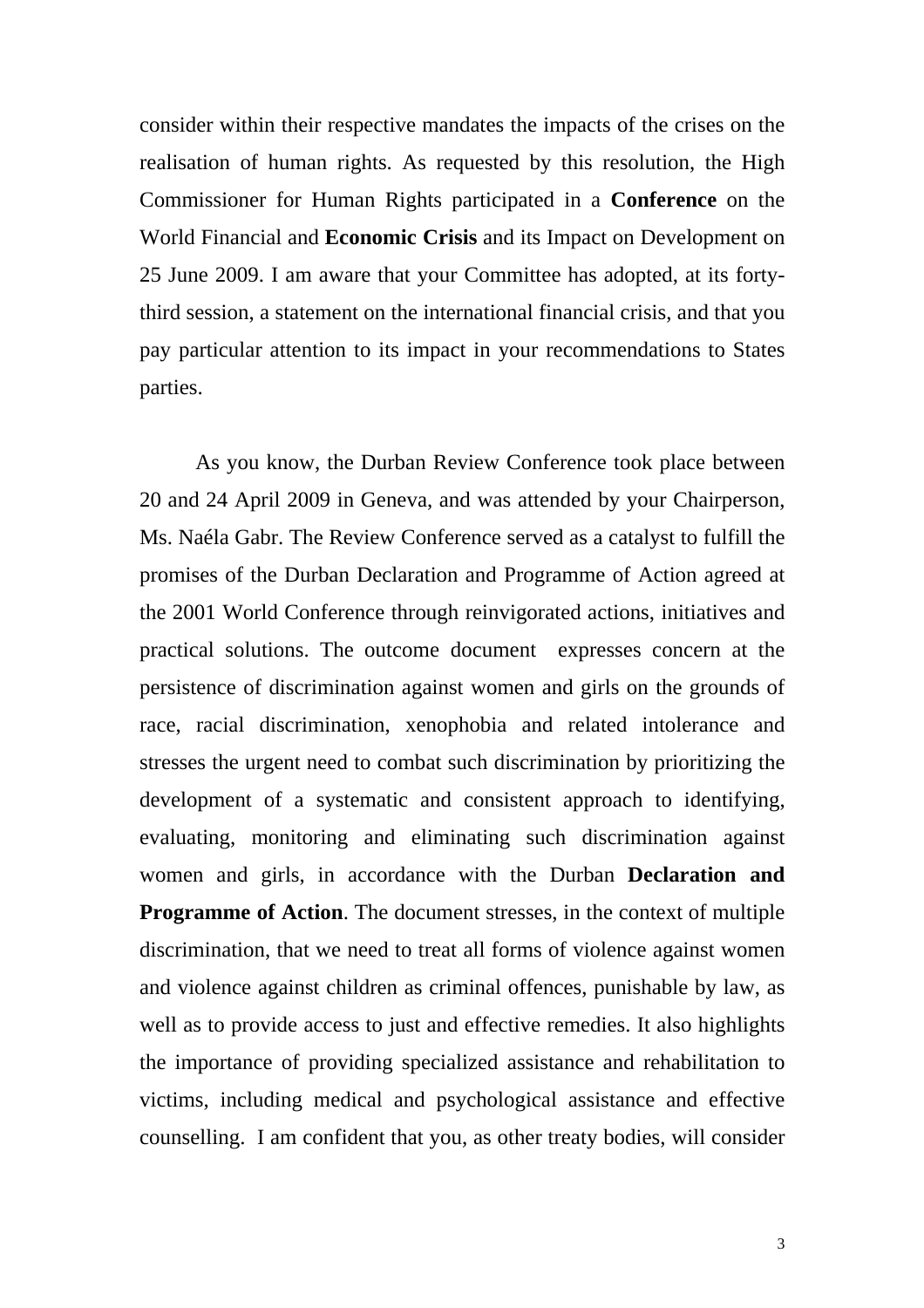consider within their respective mandates the impacts of the crises on the realisation of human rights. As requested by this resolution, the High Commissioner for Human Rights participated in a **Conference** on the World Financial and **Economic Crisis** and its Impact on Development on 25 June 2009. I am aware that your Committee has adopted, at its forty-third session, a statement on the international financial crisis, and that you pay particular attention to its impact in your recommendations to States parties.

As you know, the Durban Review Conference took place between 20 and 24 April 2009 in Geneva, and was attended by your Chairperson, Ms. Naéla Gabr. The Review Conference served as a catalyst to fulfill the promises of the Durban Declaration and Programme of Action agreed at the 2001 World Conference through reinvigorated actions, initiatives and practical solutions. The outcome document expresses concern at the persistence of discrimination against women and girls on the grounds of race, racial discrimination, xenophobia and related intolerance and stresses the urgent need to combat such discrimination by prioritizing the development of a systematic and consistent approach to identifying, evaluating, monitoring and eliminating such discrimination against women and girls, in accordance with the Durban **Declaration and Programme of Action**. The document stresses, in the context of multiple discrimination, that we need to treat all forms of violence against women and violence against children as criminal offences, punishable by law, as well as to provide access to just and effective remedies. It also highlights the importance of providing specialized assistance and rehabilitation to victims, including medical and psychological assistance and effective counselling. I am confident that you, as other treaty bodies, will consider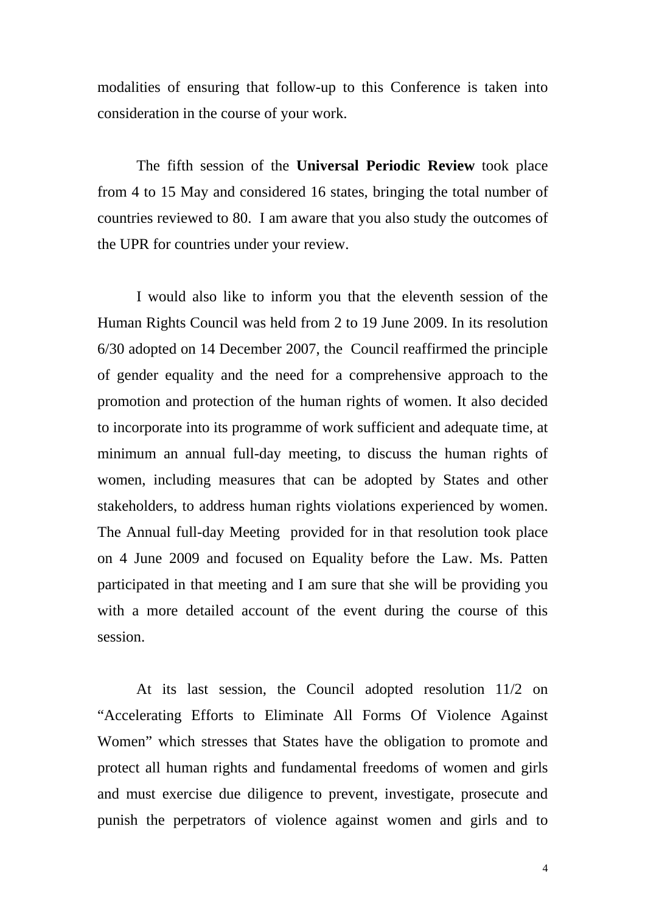modalities of ensuring that follow-up to this Conference is taken into consideration in the course of your work.

The fifth session of the **Universal Periodic Review** took place from 4 to 15 May and considered 16 states, bringing the total number of countries reviewed to 80. I am aware that you also study the outcomes of the UPR for countries under your review.

I would also like to inform you that the eleventh session of the Human Rights Council was held from 2 to 19 June 2009. In its resolution 6/30 adopted on 14 December 2007, the Council reaffirmed the principle of gender equality and the need for a comprehensive approach to the promotion and protection of the human rights of women. It also decided to incorporate into its programme of work sufficient and adequate time, at minimum an annual full-day meeting, to discuss the human rights of women, including measures that can be adopted by States and other stakeholders, to address human rights violations experienced by women. The Annual full-day Meeting provided for in that resolution took place on 4 June 2009 and focused on Equality before the Law. Ms. Patten participated in that meeting and I am sure that she will be providing you with a more detailed account of the event during the course of this session.

At its last session, the Council adopted resolution 11/2 on "Accelerating Efforts to Eliminate All Forms Of Violence Against Women" which stresses that States have the obligation to promote and protect all human rights and fundamental freedoms of women and girls and must exercise due diligence to prevent, investigate, prosecute and punish the perpetrators of violence against women and girls and to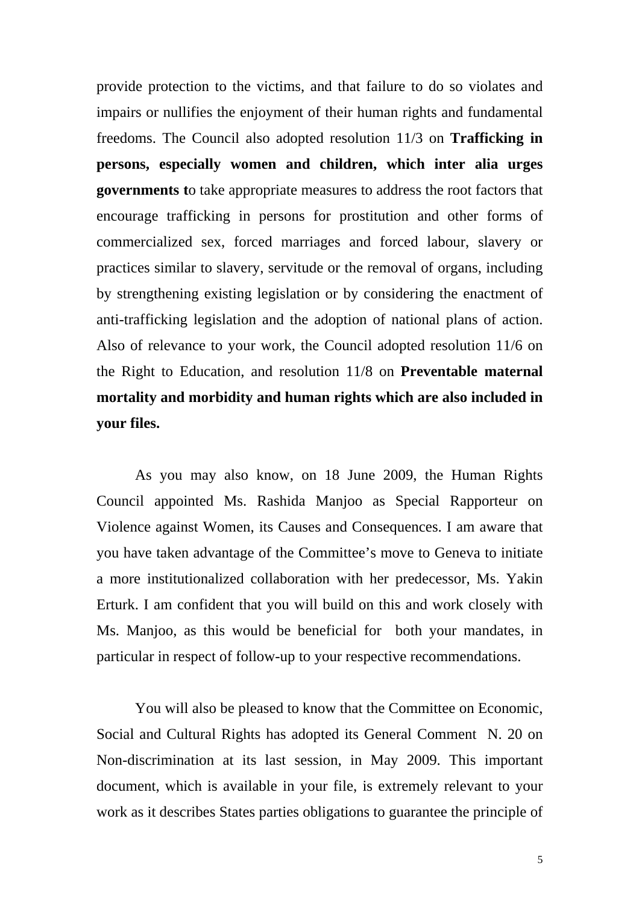provide protection to the victims, and that failure to do so violates and impairs or nullifies the enjoyment of their human rights and fundamental freedoms. The Council also adopted resolution 11/3 on **Trafficking in persons, especially women and children, which inter alia urges governments t**o take appropriate measures to address the root factors that encourage trafficking in persons for prostitution and other forms of commercialized sex, forced marriages and forced labour, slavery or practices similar to slavery, servitude or the removal of organs, including by strengthening existing legislation or by considering the enactment of anti-trafficking legislation and the adoption of national plans of action. Also of relevance to your work, the Council adopted resolution 11/6 on the Right to Education, and resolution 11/8 on **Preventable maternal mortality and morbidity and human rights which are also included in your files.**

As you may also know, on 18 June 2009, the Human Rights Council appointed Ms. Rashida Manjoo as Special Rapporteur on Violence against Women, its Causes and Consequences. I am aware that you have taken advantage of the Committee's move to Geneva to initiate a more institutionalized collaboration with her predecessor, Ms. Yakin Erturk. I am confident that you will build on this and work closely with Ms. Manjoo, as this would be beneficial for both your mandates, in particular in respect of follow-up to your respective recommendations.

You will also be pleased to know that the Committee on Economic, Social and Cultural Rights has adopted its General Comment N. 20 on Non-discrimination at its last session, in May 2009. This important document, which is available in your file, is extremely relevant to your work as it describes States parties obligations to guarantee the principle of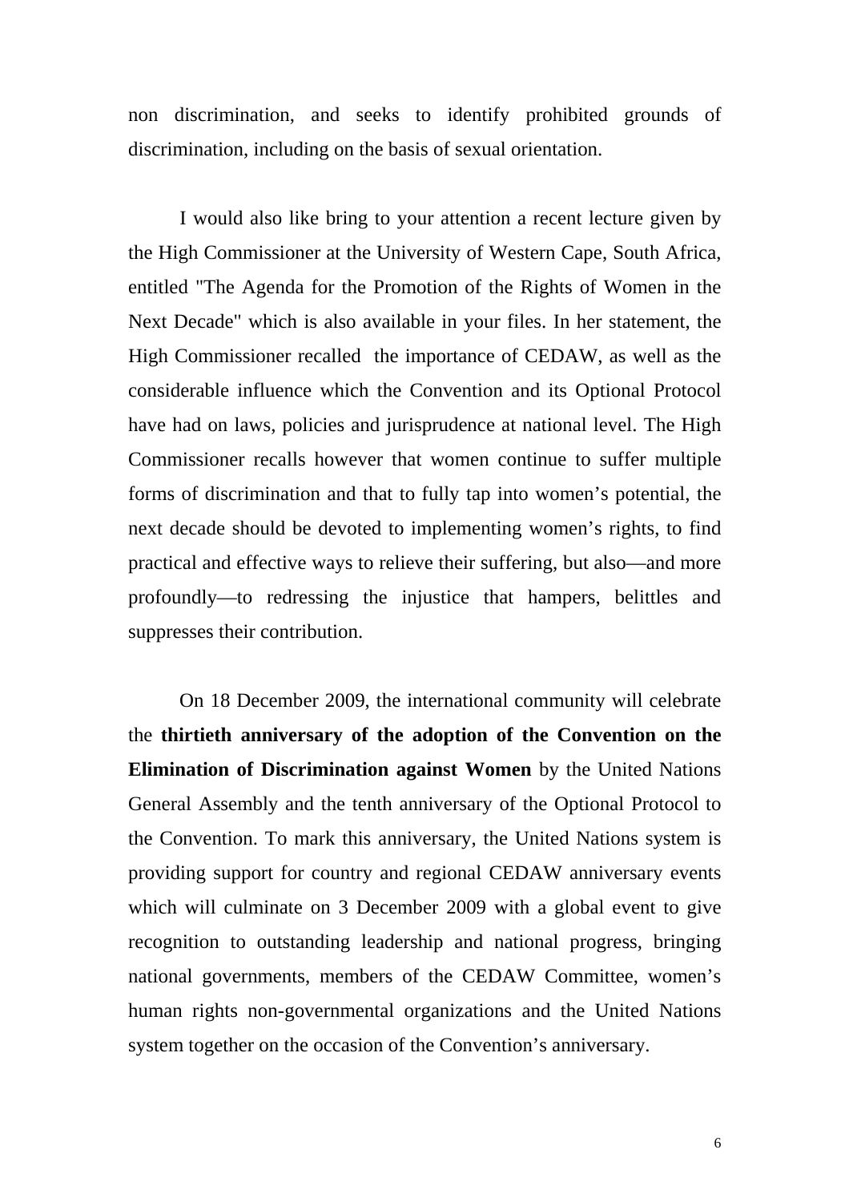non discrimination, and seeks to identify prohibited grounds of discrimination, including on the basis of sexual orientation.

I would also like bring to your attention a recent lecture given by the High Commissioner at the University of Western Cape, South Africa, entitled "The Agenda for the Promotion of the Rights of Women in the Next Decade" which is also available in your files. In her statement, the High Commissioner recalled the importance of CEDAW, as well as the considerable influence which the Convention and its Optional Protocol have had on laws, policies and jurisprudence at national level. The High Commissioner recalls however that women continue to suffer multiple forms of discrimination and that to fully tap into women's potential, the next decade should be devoted to implementing women's rights, to find practical and effective ways to relieve their suffering, but also—and more profoundly—to redressing the injustice that hampers, belittles and suppresses their contribution.

On 18 December 2009, the international community will celebrate the **thirtieth anniversary of the adoption of the Convention on the Elimination of Discrimination against Women** by the United Nations General Assembly and the tenth anniversary of the Optional Protocol to the Convention. To mark this anniversary, the United Nations system is providing support for country and regional CEDAW anniversary events which will culminate on 3 December 2009 with a global event to give recognition to outstanding leadership and national progress, bringing national governments, members of the CEDAW Committee, women's human rights non-governmental organizations and the United Nations system together on the occasion of the Convention's anniversary.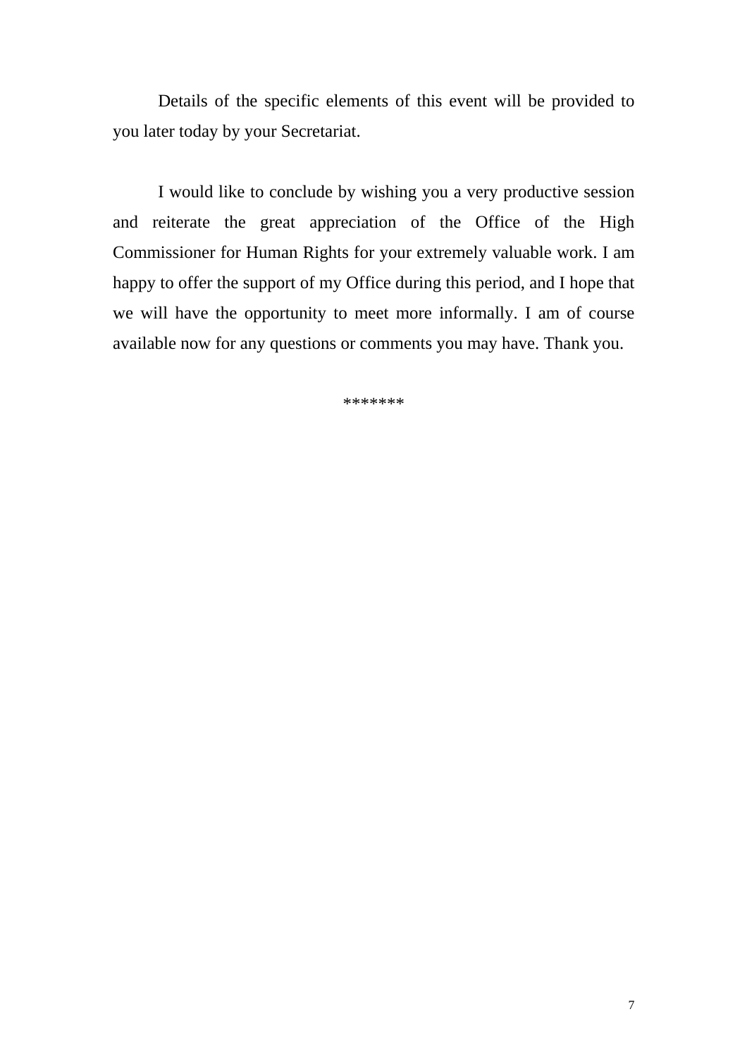Details of the specific elements of this event will be provided to you later today by your Secretariat.

I would like to conclude by wishing you a very productive session and reiterate the great appreciation of the Office of the High Commissioner for Human Rights for your extremely valuable work. I am happy to offer the support of my Office during this period, and I hope that we will have the opportunity to meet more informally. I am of course available now for any questions or comments you may have. Thank you.

*******